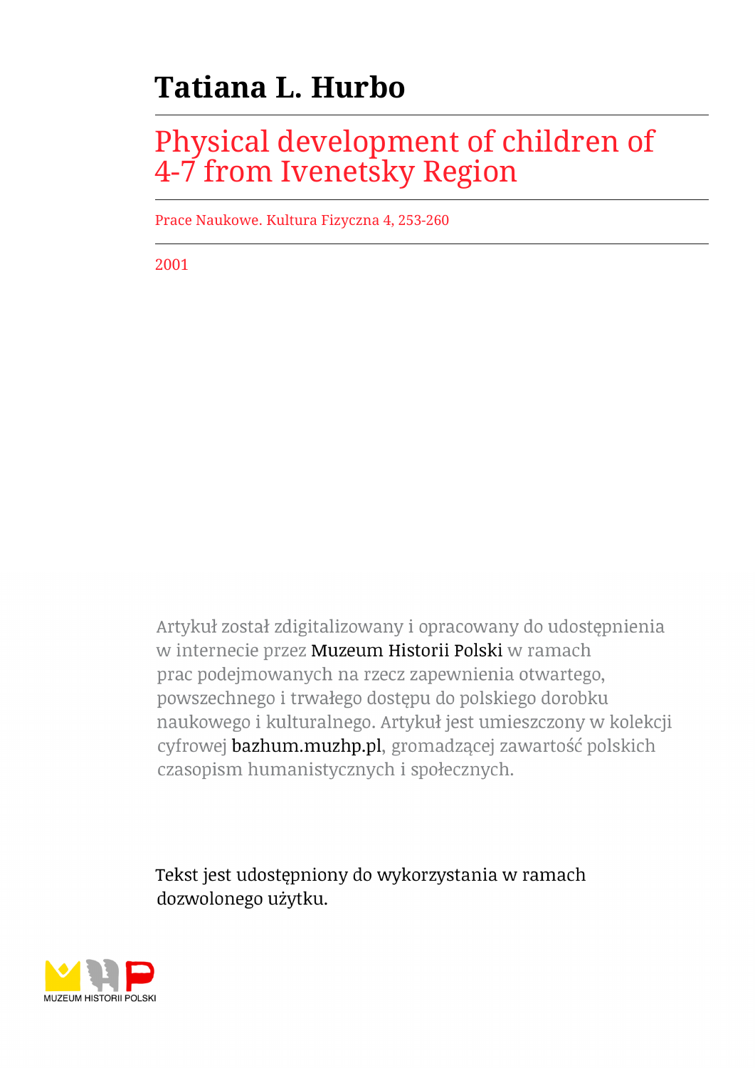# Tatiana L. Hurbo

## Physical development of children of 4-7 from Ivenetsky Region

Prace Naukowe. Kultura Fizyczna 4, 253-260

2001

Artykuł został zdigitalizowany i opracowany do udostępnienia w internecie przez Muzeum Historii Polski w ramach prac podejmowanych na rzecz zapewnienia otwartego, powszechnego i trwałego dostępu do polskiego dorobku naukowego i kulturalnego. Artykuł jest umieszczony w kolekcji cyfrowej bazhum.muzhp.pl, gromadzącej zawartość polskich czasopism humanistycznych i społecznych.

Tekst jest udostępniony do wykorzystania w ramach dozwolonego użytku.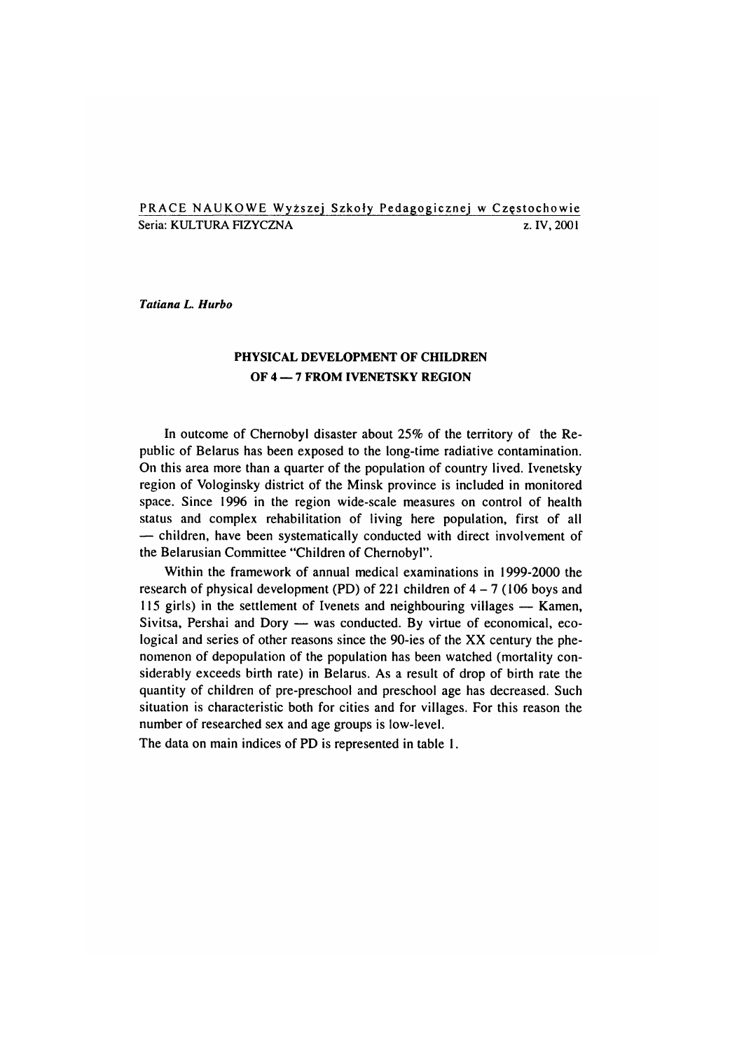PRACE NAUKOWE Wyższej Szkoły Pedagogicznej w Częstochowie
Seria: KULTURA FIZYCZNA z. IV, 2001

*Tatiana L. Hurbo*

## PHYSICAL DEVELOPMENT OF CHILDREN OF 4 — 7 FROM IVENETSKY REGION

In outcome of Chernobyl disaster about 25% of the territory of the Republic of Belarus has been exposed to the long-time radiative contamination. On this area more than a quarter of the population of country lived. Ivenetsky region of Vologinsky district of the Minsk province is included in monitored space. Since 1996 in the region wide-scale measures on control of health status and complex rehabilitation of living here population, first of all — children, have been systematically conducted with direct involvement of the Belarusian Committee "Children of Chernobyl".

Within the framework of annual medical examinations in 1999-2000 the research of physical development (PD) of 221 children of 4 – 7 (106 boys and 115 girls) in the settlement of Ivenets and neighbouring villages — Kamen, Sivitsa, Pershai and Dory — was conducted. By virtue of economical, ecological and series of other reasons since the 90-ies of the XX century the phenomenon of depopulation of the population has been watched (mortality considerably exceeds birth rate) in Belarus. As a result of drop of birth rate the quantity of children of pre-preschool and preschool age has decreased. Such situation is characteristic both for cities and for villages. For this reason the number of researched sex and age groups is low-level.

The data on main indices of PD is represented in table 1.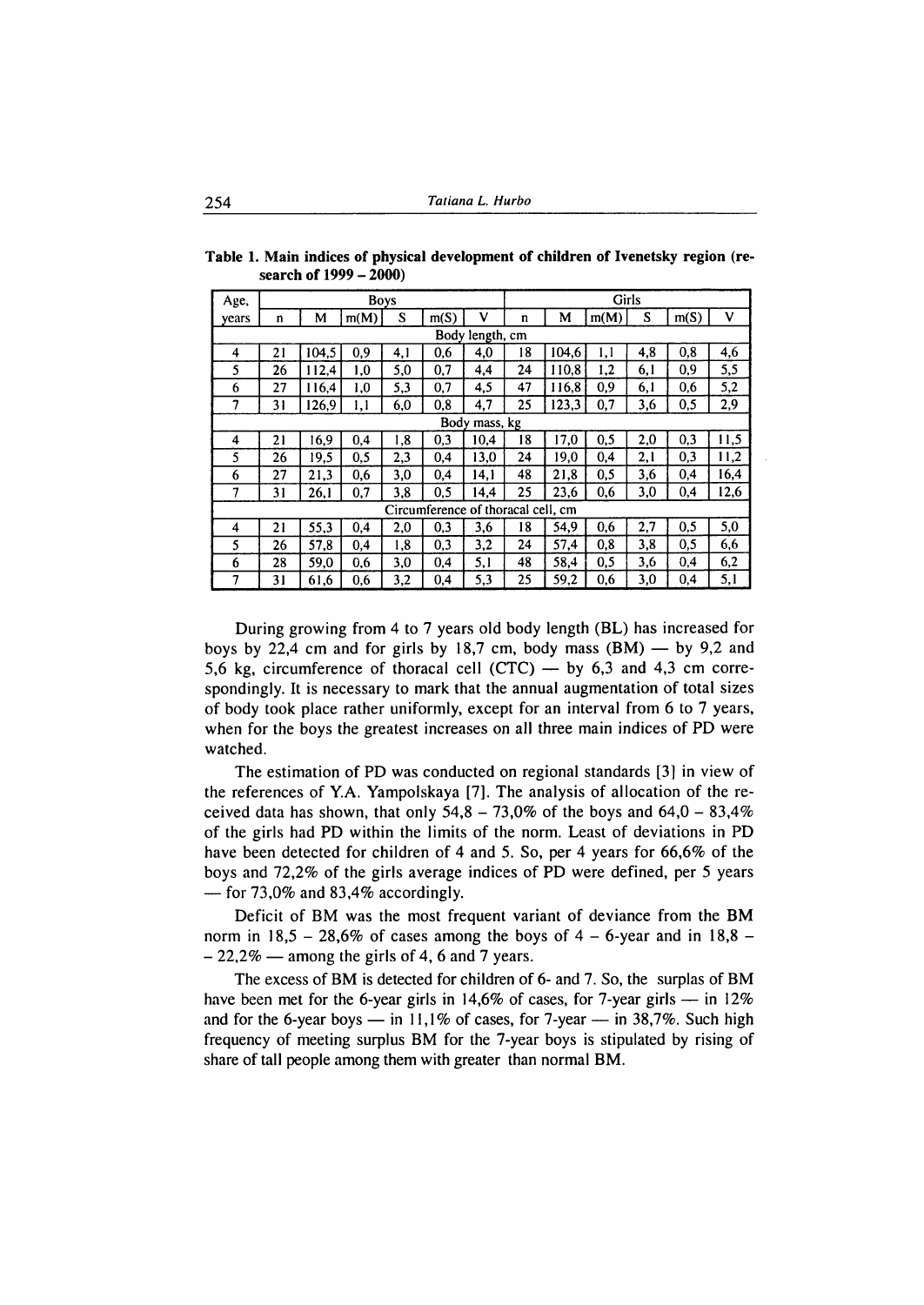**Table 1. Main indices of physical development of children of Ivenetsky region (research of 1999 – 2000)**

| Age, years | Boys | | | | | | Girls | | | | | |
|---|---|---|---|---|---|---|---|---|---|---|---|---|
| | n | M | m(M) | S | m(S) | V | n | M | m(M) | S | m(S) | V |
| Body length, cm | | | | | | | | | | | | |
| 4 | 21 | 104,5 | 0,9 | 4,1 | 0,6 | 4,0 | 18 | 104,6 | 1,1 | 4,8 | 0,8 | 4,6 |
| 5 | 26 | 112,4 | 1,0 | 5,0 | 0,7 | 4,4 | 24 | 110,8 | 1,2 | 6,1 | 0,9 | 5,5 |
| 6 | 27 | 116,4 | 1,0 | 5,3 | 0,7 | 4,5 | 47 | 116,8 | 0,9 | 6,1 | 0,6 | 5,2 |
| 7 | 31 | 126,9 | 1,1 | 6,0 | 0,8 | 4,7 | 25 | 123,3 | 0,7 | 3,6 | 0,5 | 2,9 |
| Body mass, kg | | | | | | | | | | | | |
| 4 | 21 | 16,9 | 0,4 | 1,8 | 0,3 | 10,4 | 18 | 17,0 | 0,5 | 2,0 | 0,3 | 11,5 |
| 5 | 26 | 19,5 | 0,5 | 2,3 | 0,4 | 13,0 | 24 | 19,0 | 0,4 | 2,1 | 0,3 | 11,2 |
| 6 | 27 | 21,3 | 0,6 | 3,0 | 0,4 | 14,1 | 48 | 21,8 | 0,5 | 3,6 | 0,4 | 16,4 |
| 7 | 31 | 26,1 | 0,7 | 3,8 | 0,5 | 14,4 | 25 | 23,6 | 0,6 | 3,0 | 0,4 | 12,6 |
| Circumference of thoracal cell, cm | | | | | | | | | | | | |
| 4 | 21 | 55,3 | 0,4 | 2,0 | 0,3 | 3,6 | 18 | 54,9 | 0,6 | 2,7 | 0,5 | 5,0 |
| 5 | 26 | 57,8 | 0,4 | 1,8 | 0,3 | 3,2 | 24 | 57,4 | 0,8 | 3,8 | 0,5 | 6,6 |
| 6 | 28 | 59,0 | 0,6 | 3,0 | 0,4 | 5,1 | 48 | 58,4 | 0,5 | 3,6 | 0,4 | 6,2 |
| 7 | 31 | 61,6 | 0,6 | 3,2 | 0,4 | 5,3 | 25 | 59,2 | 0,6 | 3,0 | 0,4 | 5,1 |

During growing from 4 to 7 years old body length (BL) has increased for boys by 22,4 cm and for girls by 18,7 cm, body mass (BM) — by 9,2 and 5,6 kg, circumference of thoracal cell (CTC) — by 6,3 and 4,3 cm correspondingly. It is necessary to mark that the annual augmentation of total sizes of body took place rather uniformly, except for an interval from 6 to 7 years, when for the boys the greatest increases on all three main indices of PD were watched.

The estimation of PD was conducted on regional standards [3] in view of the references of Y.A. Yampolskaya [7]. The analysis of allocation of the received data has shown, that only 54,8 – 73,0% of the boys and 64,0 – 83,4% of the girls had PD within the limits of the norm. Least of deviations in PD have been detected for children of 4 and 5. So, per 4 years for 66,6% of the boys and 72,2% of the girls average indices of PD were defined, per 5 years — for 73,0% and 83,4% accordingly.

Deficit of BM was the most frequent variant of deviance from the BM norm in 18,5 – 28,6% of cases among the boys of 4 – 6-year and in 18,8 – – 22,2% — among the girls of 4, 6 and 7 years.

The excess of BM is detected for children of 6- and 7. So, the surplas of BM have been met for the 6-year girls in 14,6% of cases, for 7-year girls — in 12% and for the 6-year boys — in 11,1% of cases, for 7-year — in 38,7%. Such high frequency of meeting surplus BM for the 7-year boys is stipulated by rising of share of tall people among them with greater than normal BM.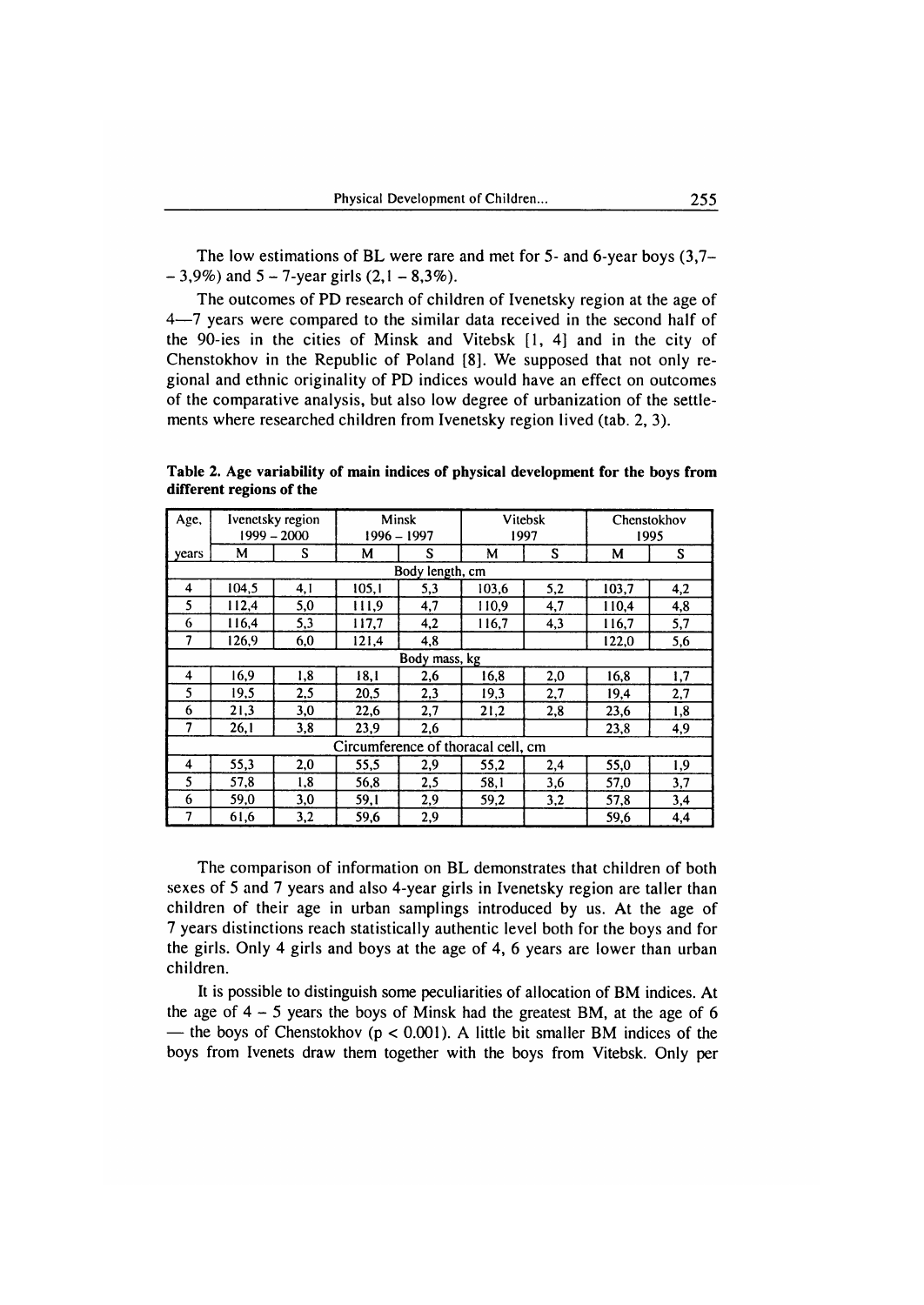The low estimations of BL were rare and met for 5- and 6-year boys (3,7– – 3,9%) and 5 – 7-year girls (2,1 – 8,3%).

The outcomes of PD research of children of Ivenetsky region at the age of 4—7 years were compared to the similar data received in the second half of the 90-ies in the cities of Minsk and Vitebsk [1, 4] and in the city of Chenstokhov in the Republic of Poland [8]. We supposed that not only regional and ethnic originality of PD indices would have an effect on outcomes of the comparative analysis, but also low degree of urbanization of the settlements where researched children from Ivenetsky region lived (tab. 2, 3).

**Table 2. Age variability of main indices of physical development for the boys from different regions of the**

| Age, | Ivenetsky region 1999 – 2000 | | Minsk 1996 – 1997 | | Vitebsk 1997 | | Chenstokhov 1995 | |
|---|---|---|---|---|---|---|---|---|
| years | M | S | M | S | M | S | M | S |
| Body length, cm | | | | | | | | |
| 4 | 104,5 | 4,1 | 105,1 | 5,3 | 103,6 | 5,2 | 103,7 | 4,2 |
| 5 | 112,4 | 5,0 | 111,9 | 4,7 | 110,9 | 4,7 | 110,4 | 4,8 |
| 6 | 116,4 | 5,3 | 117,7 | 4,2 | 116,7 | 4,3 | 116,7 | 5,7 |
| 7 | 126,9 | 6,0 | 121,4 | 4,8 | | | 122,0 | 5,6 |
| Body mass, kg | | | | | | | | |
| 4 | 16,9 | 1,8 | 18,1 | 2,6 | 16,8 | 2,0 | 16,8 | 1,7 |
| 5 | 19,5 | 2,5 | 20,5 | 2,3 | 19,3 | 2,7 | 19,4 | 2,7 |
| 6 | 21,3 | 3,0 | 22,6 | 2,7 | 21,2 | 2,8 | 23,6 | 1,8 |
| 7 | 26,1 | 3,8 | 23,9 | 2,6 | | | 23,8 | 4,9 |
| Circumference of thoracal cell, cm | | | | | | | | |
| 4 | 55,3 | 2,0 | 55,5 | 2,9 | 55,2 | 2,4 | 55,0 | 1,9 |
| 5 | 57,8 | 1,8 | 56,8 | 2,5 | 58,1 | 3,6 | 57,0 | 3,7 |
| 6 | 59,0 | 3,0 | 59,1 | 2,9 | 59,2 | 3,2 | 57,8 | 3,4 |
| 7 | 61,6 | 3,2 | 59,6 | 2,9 | | | 59,6 | 4,4 |

The comparison of information on BL demonstrates that children of both sexes of 5 and 7 years and also 4-year girls in Ivenetsky region are taller than children of their age in urban samplings introduced by us. At the age of 7 years distinctions reach statistically authentic level both for the boys and for the girls. Only 4 girls and boys at the age of 4, 6 years are lower than urban children.

It is possible to distinguish some peculiarities of allocation of BM indices. At the age of 4 – 5 years the boys of Minsk had the greatest BM, at the age of 6 — the boys of Chenstokhov ($p < 0.001$). A little bit smaller BM indices of the boys from Ivenets draw them together with the boys from Vitebsk. Only per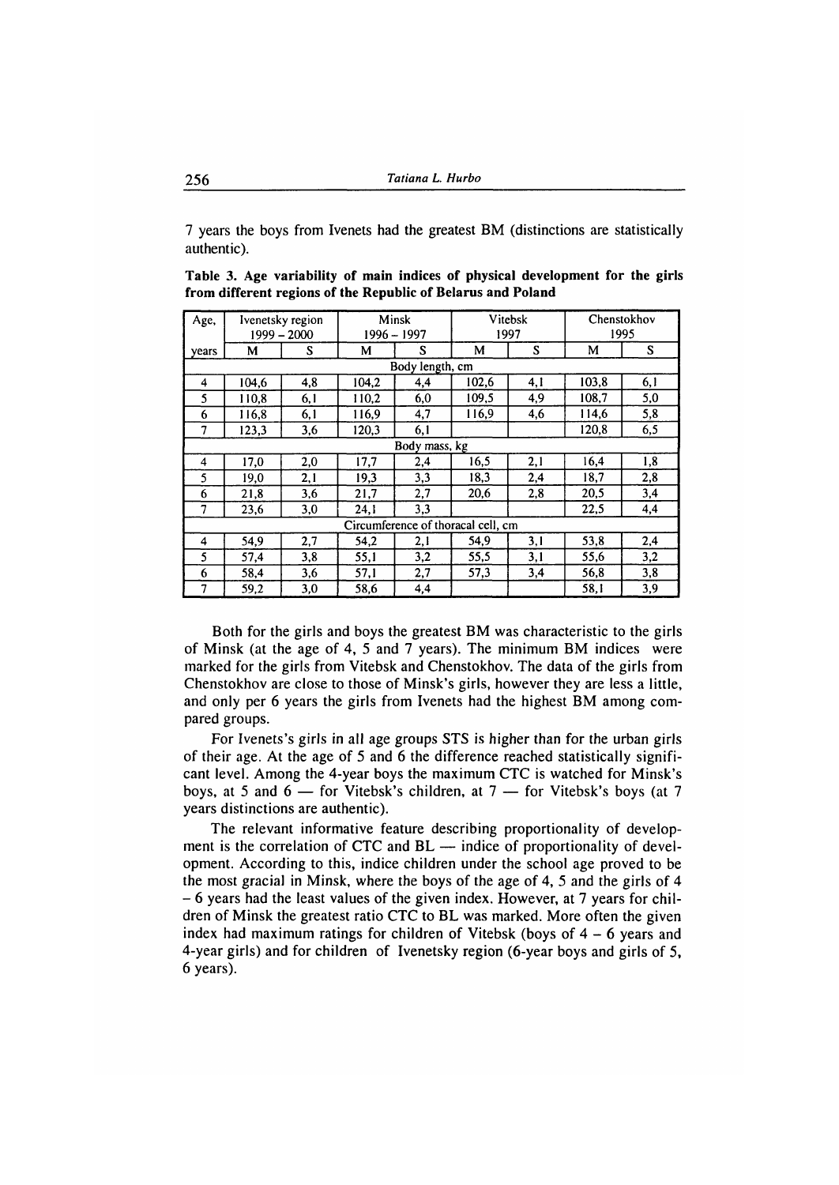7 years the boys from Ivenets had the greatest BM (distinctions are statistically authentic).

**Table 3. Age variability of main indices of physical development for the girls from different regions of the Republic of Belarus and Poland**

| Age, | Ivenetsky region 1999 – 2000 | | Minsk 1996 – 1997 | | Vitebsk 1997 | | Chenstokhov 1995 | |
|---|---|---|---|---|---|---|---|---|
| years | M | S | M | S | M | S | M | S |
| Body length, cm | | | | | | | | |
| 4 | 104,6 | 4,8 | 104,2 | 4,4 | 102,6 | 4,1 | 103,8 | 6,1 |
| 5 | 110,8 | 6,1 | 110,2 | 6,0 | 109,5 | 4,9 | 108,7 | 5,0 |
| 6 | 116,8 | 6,1 | 116,9 | 4,7 | 116,9 | 4,6 | 114,6 | 5,8 |
| 7 | 123,3 | 3,6 | 120,3 | 6,1 | | | 120,8 | 6,5 |
| Body mass, kg | | | | | | | | |
| 4 | 17,0 | 2,0 | 17,7 | 2,4 | 16,5 | 2,1 | 16,4 | 1,8 |
| 5 | 19,0 | 2,1 | 19,3 | 3,3 | 18,3 | 2,4 | 18,7 | 2,8 |
| 6 | 21,8 | 3,6 | 21,7 | 2,7 | 20,6 | 2,8 | 20,5 | 3,4 |
| 7 | 23,6 | 3,0 | 24,1 | 3,3 | | | 22,5 | 4,4 |
| Circumference of thoracal cell, cm | | | | | | | | |
| 4 | 54,9 | 2,7 | 54,2 | 2,1 | 54,9 | 3,1 | 53,8 | 2,4 |
| 5 | 57,4 | 3,8 | 55,1 | 3,2 | 55,5 | 3,1 | 55,6 | 3,2 |
| 6 | 58,4 | 3,6 | 57,1 | 2,7 | 57,3 | 3,4 | 56,8 | 3,8 |
| 7 | 59,2 | 3,0 | 58,6 | 4,4 | | | 58,1 | 3,9 |

Both for the girls and boys the greatest BM was characteristic to the girls of Minsk (at the age of 4, 5 and 7 years). The minimum BM indices were marked for the girls from Vitebsk and Chenstokhov. The data of the girls from Chenstokhov are close to those of Minsk's girls, however they are less a little, and only per 6 years the girls from Ivenets had the highest BM among compared groups.

For Ivenets's girls in all age groups STS is higher than for the urban girls of their age. At the age of 5 and 6 the difference reached statistically significant level. Among the 4-year boys the maximum CTC is watched for Minsk's boys, at 5 and 6 — for Vitebsk's children, at 7 — for Vitebsk's boys (at 7 years distinctions are authentic).

The relevant informative feature describing proportionality of development is the correlation of CTC and BL — indice of proportionality of development. According to this, indice children under the school age proved to be the most gracial in Minsk, where the boys of the age of 4, 5 and the girls of 4 – 6 years had the least values of the given index. However, at 7 years for children of Minsk the greatest ratio CTC to BL was marked. More often the given index had maximum ratings for children of Vitebsk (boys of 4 – 6 years and 4-year girls) and for children of Ivenetsky region (6-year boys and girls of 5, 6 years).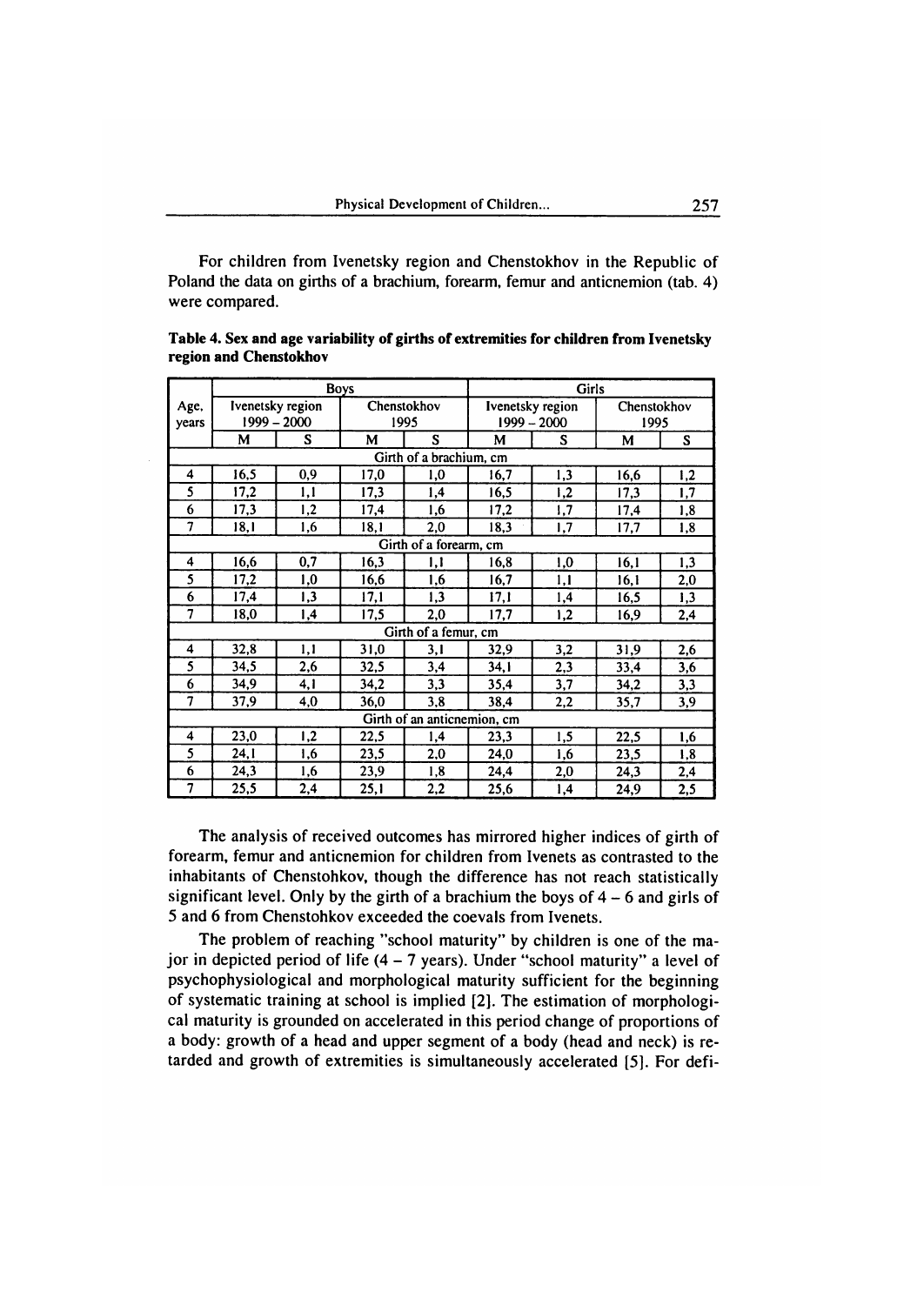For children from Ivenetsky region and Chenstokhov in the Republic of Poland the data on girths of a brachium, forearm, femur and anticnemion (tab. 4) were compared.

**Table 4. Sex and age variability of girths of extremities for children from Ivenetsky region and Chenstokhov**

| Age, years | Boys | | | | Girls | | | |
|---|---|---|---|---|---|---|---|---|
| | Ivenetsky region 1999 – 2000 | | Chenstokhov 1995 | | Ivenetsky region 1999 – 2000 | | Chenstokhov 1995 | |
| | M | S | M | S | M | S | M | S |
| **Girth of a brachium, cm** | | | | | | | | |
| 4 | 16,5 | 0,9 | 17,0 | 1,0 | 16,7 | 1,3 | 16,6 | 1,2 |
| 5 | 17,2 | 1,1 | 17,3 | 1,4 | 16,5 | 1,2 | 17,3 | 1,7 |
| 6 | 17,3 | 1,2 | 17,4 | 1,6 | 17,2 | 1,7 | 17,4 | 1,8 |
| 7 | 18,1 | 1,6 | 18,1 | 2,0 | 18,3 | 1,7 | 17,7 | 1,8 |
| **Girth of a forearm, cm** | | | | | | | | |
| 4 | 16,6 | 0,7 | 16,3 | 1,1 | 16,8 | 1,0 | 16,1 | 1,3 |
| 5 | 17,2 | 1,0 | 16,6 | 1,6 | 16,7 | 1,1 | 16,1 | 2,0 |
| 6 | 17,4 | 1,3 | 17,1 | 1,3 | 17,1 | 1,4 | 16,5 | 1,3 |
| 7 | 18,0 | 1,4 | 17,5 | 2,0 | 17,7 | 1,2 | 16,9 | 2,4 |
| **Girth of a femur, cm** | | | | | | | | |
| 4 | 32,8 | 1,1 | 31,0 | 3,1 | 32,9 | 3,2 | 31,9 | 2,6 |
| 5 | 34,5 | 2,6 | 32,5 | 3,4 | 34,1 | 2,3 | 33,4 | 3,6 |
| 6 | 34,9 | 4,1 | 34,2 | 3,3 | 35,4 | 3,7 | 34,2 | 3,3 |
| 7 | 37,9 | 4,0 | 36,0 | 3,8 | 38,4 | 2,2 | 35,7 | 3,9 |
| **Girth of an anticnemion, cm** | | | | | | | | |
| 4 | 23,0 | 1,2 | 22,5 | 1,4 | 23,3 | 1,5 | 22,5 | 1,6 |
| 5 | 24,1 | 1,6 | 23,5 | 2,0 | 24,0 | 1,6 | 23,5 | 1,8 |
| 6 | 24,3 | 1,6 | 23,9 | 1,8 | 24,4 | 2,0 | 24,3 | 2,4 |
| 7 | 25,5 | 2,4 | 25,1 | 2,2 | 25,6 | 1,4 | 24,9 | 2,5 |

The analysis of received outcomes has mirrored higher indices of girth of forearm, femur and anticnemion for children from Ivenets as contrasted to the inhabitants of Chenstohkov, though the difference has not reach statistically significant level. Only by the girth of a brachium the boys of 4 – 6 and girls of 5 and 6 from Chenstohkov exceeded the coevals from Ivenets.

The problem of reaching "school maturity" by children is one of the major in depicted period of life (4 – 7 years). Under "school maturity" a level of psychophysiological and morphological maturity sufficient for the beginning of systematic training at school is implied [2]. The estimation of morphological maturity is grounded on accelerated in this period change of proportions of a body: growth of a head and upper segment of a body (head and neck) is retarded and growth of extremities is simultaneously accelerated [5]. For defi-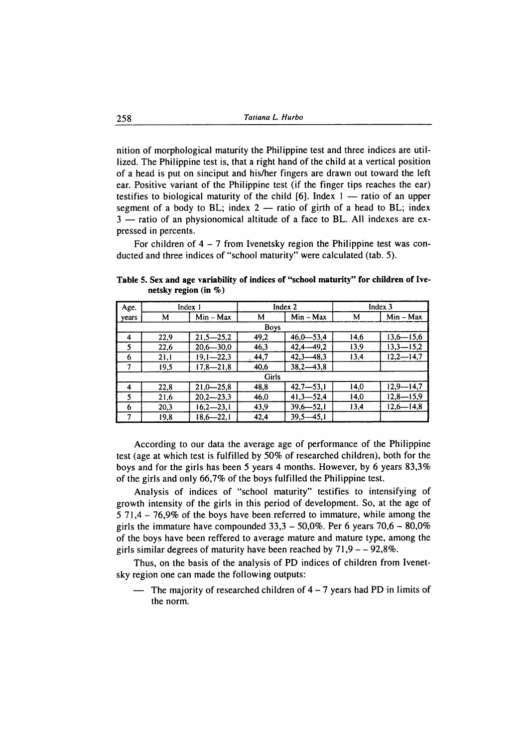nition of morphological maturity the Philippine test and three indices are utillized. The Philippine test is, that a right hand of the child at a vertical position of a head is put on sinciput and his/her fingers are drawn out toward the left ear. Positive variant of the Philippine test (if the finger tips reaches the ear) testifies to biological maturity of the child [6]. Index 1 — ratio of an upper segment of a body to BL; index 2 — ratio of girth of a head to BL; index 3 — ratio of an physionomical altitude of a face to BL. All indexes are expressed in percents.

For children of 4 – 7 from Ivenetsky region the Philippine test was conducted and three indices of "school maturity" were calculated (tab. 5).

**Table 5. Sex and age variability of indices of "school maturity" for children of Ivenetsky region (in %)**

| Age, years | Index 1 | | Index 2 | | Index 3 | |
|---|---|---|---|---|---|---|
| | M | Min – Max | M | Min – Max | M | Min – Max |
| **Boys** | | | | | | |
| 4 | 22,9 | 21,5—25,2 | 49,2 | 46,0—53,4 | 14,6 | 13,6—15,6 |
| 5 | 22,6 | 20,6—30,0 | 46,3 | 42,4—49,2 | 13,9 | 13,3—15,2 |
| 6 | 21,1 | 19,1—22,3 | 44,7 | 42,3—48,3 | 13,4 | 12,2—14,7 |
| 7 | 19,5 | 17,8—21,8 | 40,6 | 38,2—43,8 | | |
| **Girls** | | | | | | |
| 4 | 22,8 | 21,0—25,8 | 48,8 | 42,7—53,1 | 14,0 | 12,9—14,7 |
| 5 | 21,6 | 20,2—23,3 | 46,0 | 41,3—52,4 | 14,0 | 12,8—15,9 |
| 6 | 20,3 | 16,2—23,1 | 43,9 | 39,6—52,1 | 13,4 | 12,6—14,8 |
| 7 | 19,8 | 18,6—22,1 | 42,4 | 39,5—45,1 | | |

According to our data the average age of performance of the Philippine test (age at which test is fulfilled by 50% of researched children), both for the boys and for the girls has been 5 years 4 months. However, by 6 years 83,3% of the girls and only 66,7% of the boys fulfilled the Philippine test.

Analysis of indices of "school maturity" testifies to intensifying of growth intensity of the girls in this period of development. So, at the age of 5 71,4 – 76,9% of the boys have been referred to immature, while among the girls the immature have compounded 33,3 – 50,0%. Per 6 years 70,6 – 80,0% of the boys have been reffered to average mature and mature type, among the girls similar degrees of maturity have been reached by 71,9 – – 92,8%.

Thus, on the basis of the analysis of PD indices of children from Ivenetsky region one can made the following outputs:

- The majority of researched children of 4 – 7 years had PD in limits of the norm.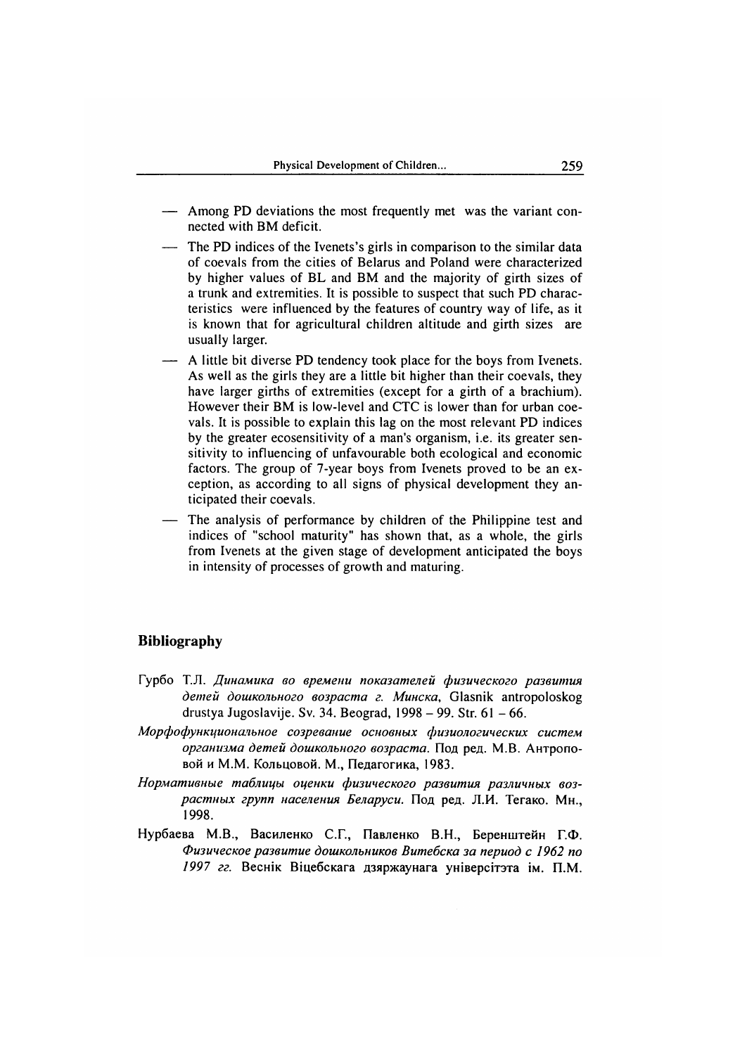- Among PD deviations the most frequently met was the variant connected with BM deficit.
- The PD indices of the Ivenets's girls in comparison to the similar data of coevals from the cities of Belarus and Poland were characterized by higher values of BL and BM and the majority of girth sizes of a trunk and extremities. It is possible to suspect that such PD characteristics were influenced by the features of country way of life, as it is known that for agricultural children altitude and girth sizes are usually larger.
- A little bit diverse PD tendency took place for the boys from Ivenets. As well as the girls they are a little bit higher than their coevals, they have larger girths of extremities (except for a girth of a brachium). However their BM is low-level and CTC is lower than for urban coevals. It is possible to explain this lag on the most relevant PD indices by the greater ecosensitivity of a man's organism, i.e. its greater sensitivity to influencing of unfavourable both ecological and economic factors. The group of 7-year boys from Ivenets proved to be an exception, as according to all signs of physical development they anticipated their coevals.
- The analysis of performance by children of the Philippine test and indices of "school maturity" has shown that, as a whole, the girls from Ivenets at the given stage of development anticipated the boys in intensity of processes of growth and maturing.

## Bibliography

Гурбо Т.Л. *Динамика во времени показателей физического развития детей дошкольного возраста г. Минска*, Glasnik antropoloskog drustya Jugoslavije. Sv. 34. Beograd, 1998 – 99. Str. 61 – 66.

*Морфофункциональное созревание основных физиологических систем организма детей дошкольного возраста.* Под ред. М.В. Антроповой и М.М. Кольцовой. М., Педагогика, 1983.

*Нормативные таблицы оценки физического развития различных возрастных групп населения Беларуси.* Под ред. Л.И. Тегако. Мн., 1998.

Нурбаева М.В., Василенко С.Г., Павленко В.Н., Беренштейн Г.Ф. *Физическое развитие дошкольников Витебска за период с 1962 по 1997 гг.* Веснік Віцебскага дзяржаунага універсітэта ім. П.М.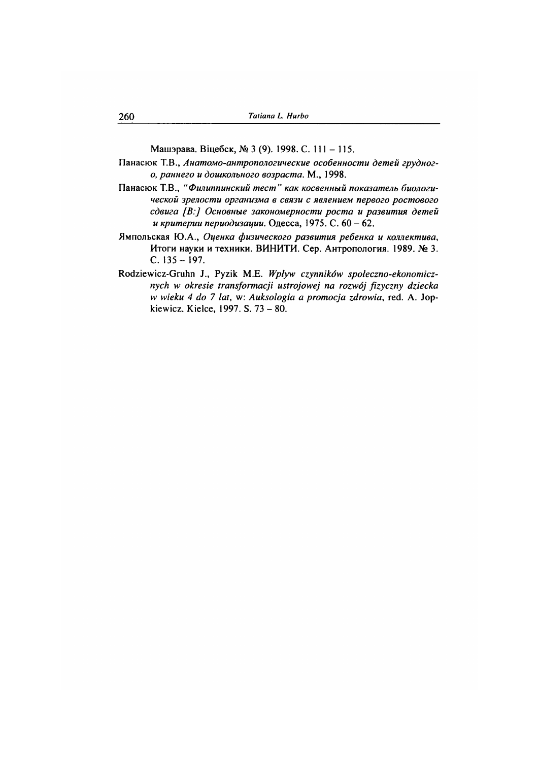Машэрава. Віцебск, № 3 (9). 1998. С. 111 – 115.

Панасюк Т.В., *Анатомо-антропологические особенности детей грудного, раннего и дошкольного возраста.* М., 1998.

Панасюк Т.В., *"Филиппинский тест" как косвенный показатель биологической зрелости организма в связи с явлением первого ростового сдвига [В:] Основные закономерности роста и развития детей и критерии периодизации.* Одесса, 1975. С. 60 – 62.

Ямпольская Ю.А., *Оценка физического развития ребенка и коллектива,* Итоги науки и техники. ВИНИТИ. Сер. Антропология. 1989. № 3. С. 135 – 197.

Rodziewicz-Gruhn J., Pyzik M.E. *Wpływ czynników społeczno-ekonomicznych w okresie transformacji ustrojowej na rozwój fizyczny dziecka w wieku 4 do 7 lat,* w: *Auksologia a promocja zdrowia,* red. A. Jopkiewicz. Kielce, 1997. S. 73 – 80.